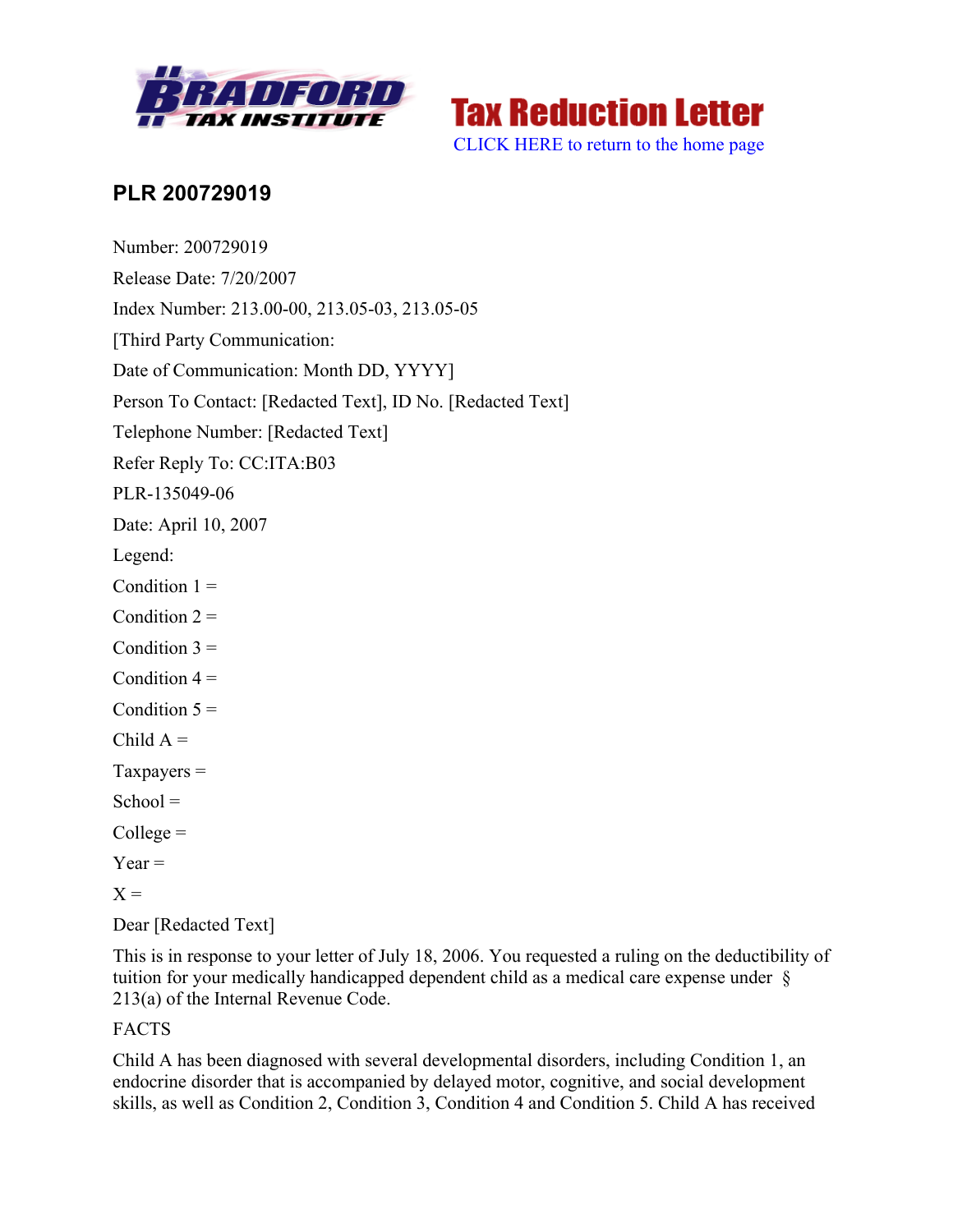**Bradford Tax Institute** — **Tax Reduction Letter**

CLICK HERE to return to the home page

## PLR 200729019

Number: 200729019

Release Date: 7/20/2007

Index Number: 213.00-00, 213.05-03, 213.05-05

[Third Party Communication:

Date of Communication: Month DD, YYYY]

Person To Contact: [Redacted Text], ID No. [Redacted Text]

Telephone Number: [Redacted Text]

Refer Reply To: CC:ITA:B03

PLR-135049-06

Date: April 10, 2007

Legend:

Condition 1 =

Condition 2 =

Condition 3 =

Condition 4 =

Condition 5 =

Child A =

Taxpayers =

School =

College =

Year =

X =

Dear [Redacted Text]

This is in response to your letter of July 18, 2006. You requested a ruling on the deductibility of tuition for your medically handicapped dependent child as a medical care expense under § 213(a) of the Internal Revenue Code.

FACTS

Child A has been diagnosed with several developmental disorders, including Condition 1, an endocrine disorder that is accompanied by delayed motor, cognitive, and social development skills, as well as Condition 2, Condition 3, Condition 4 and Condition 5. Child A has received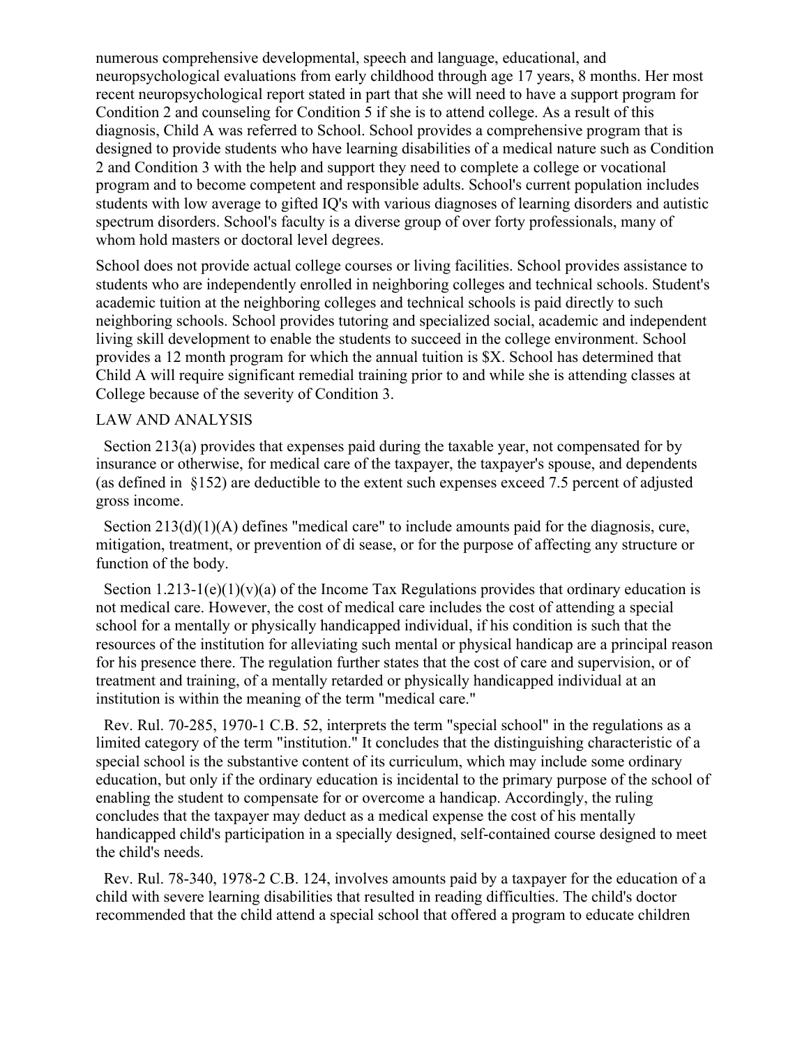numerous comprehensive developmental, speech and language, educational, and neuropsychological evaluations from early childhood through age 17 years, 8 months. Her most recent neuropsychological report stated in part that she will need to have a support program for Condition 2 and counseling for Condition 5 if she is to attend college. As a result of this diagnosis, Child A was referred to School. School provides a comprehensive program that is designed to provide students who have learning disabilities of a medical nature such as Condition 2 and Condition 3 with the help and support they need to complete a college or vocational program and to become competent and responsible adults. School's current population includes students with low average to gifted IQ's with various diagnoses of learning disorders and autistic spectrum disorders. School's faculty is a diverse group of over forty professionals, many of whom hold masters or doctoral level degrees.

School does not provide actual college courses or living facilities. School provides assistance to students who are independently enrolled in neighboring colleges and technical schools. Student's academic tuition at the neighboring colleges and technical schools is paid directly to such neighboring schools. School provides tutoring and specialized social, academic and independent living skill development to enable the students to succeed in the college environment. School provides a 12 month program for which the annual tuition is $X. School has determined that Child A will require significant remedial training prior to and while she is attending classes at College because of the severity of Condition 3.

## LAW AND ANALYSIS

Section 213(a) provides that expenses paid during the taxable year, not compensated for by insurance or otherwise, for medical care of the taxpayer, the taxpayer's spouse, and dependents (as defined in §152) are deductible to the extent such expenses exceed 7.5 percent of adjusted gross income.

Section 213(d)(1)(A) defines "medical care" to include amounts paid for the diagnosis, cure, mitigation, treatment, or prevention of di sease, or for the purpose of affecting any structure or function of the body.

Section 1.213-1(e)(1)(v)(a) of the Income Tax Regulations provides that ordinary education is not medical care. However, the cost of medical care includes the cost of attending a special school for a mentally or physically handicapped individual, if his condition is such that the resources of the institution for alleviating such mental or physical handicap are a principal reason for his presence there. The regulation further states that the cost of care and supervision, or of treatment and training, of a mentally retarded or physically handicapped individual at an institution is within the meaning of the term "medical care."

Rev. Rul. 70-285, 1970-1 C.B. 52, interprets the term "special school" in the regulations as a limited category of the term "institution." It concludes that the distinguishing characteristic of a special school is the substantive content of its curriculum, which may include some ordinary education, but only if the ordinary education is incidental to the primary purpose of the school of enabling the student to compensate for or overcome a handicap. Accordingly, the ruling concludes that the taxpayer may deduct as a medical expense the cost of his mentally handicapped child's participation in a specially designed, self-contained course designed to meet the child's needs.

Rev. Rul. 78-340, 1978-2 C.B. 124, involves amounts paid by a taxpayer for the education of a child with severe learning disabilities that resulted in reading difficulties. The child's doctor recommended that the child attend a special school that offered a program to educate children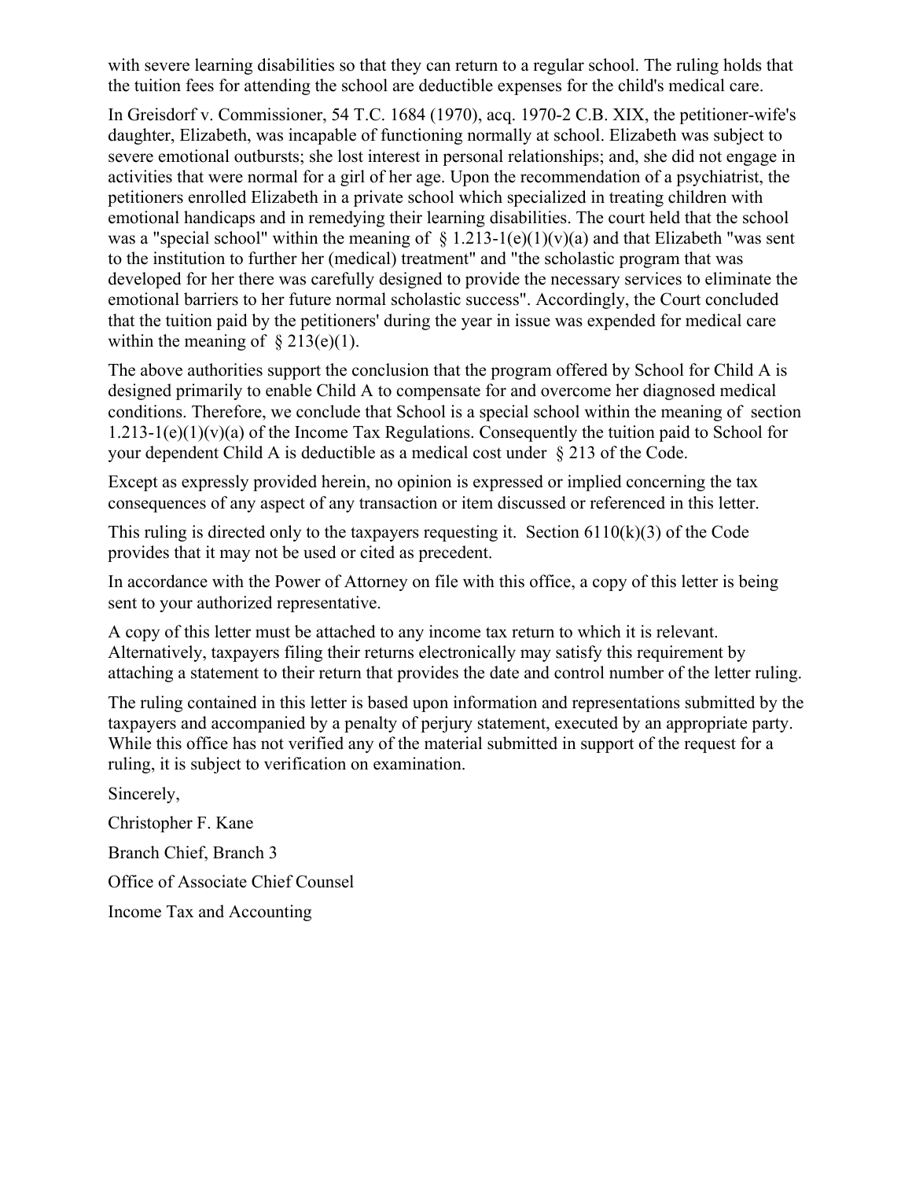with severe learning disabilities so that they can return to a regular school. The ruling holds that the tuition fees for attending the school are deductible expenses for the child's medical care.

In Greisdorf v. Commissioner, 54 T.C. 1684 (1970), acq. 1970-2 C.B. XIX, the petitioner-wife's daughter, Elizabeth, was incapable of functioning normally at school. Elizabeth was subject to severe emotional outbursts; she lost interest in personal relationships; and, she did not engage in activities that were normal for a girl of her age. Upon the recommendation of a psychiatrist, the petitioners enrolled Elizabeth in a private school which specialized in treating children with emotional handicaps and in remedying their learning disabilities. The court held that the school was a "special school" within the meaning of § 1.213-1(e)(1)(v)(a) and that Elizabeth "was sent to the institution to further her (medical) treatment" and "the scholastic program that was developed for her there was carefully designed to provide the necessary services to eliminate the emotional barriers to her future normal scholastic success". Accordingly, the Court concluded that the tuition paid by the petitioners' during the year in issue was expended for medical care within the meaning of § 213(e)(1).

The above authorities support the conclusion that the program offered by School for Child A is designed primarily to enable Child A to compensate for and overcome her diagnosed medical conditions. Therefore, we conclude that School is a special school within the meaning of section 1.213-1(e)(1)(v)(a) of the Income Tax Regulations. Consequently the tuition paid to School for your dependent Child A is deductible as a medical cost under § 213 of the Code.

Except as expressly provided herein, no opinion is expressed or implied concerning the tax consequences of any aspect of any transaction or item discussed or referenced in this letter.

This ruling is directed only to the taxpayers requesting it. Section 6110(k)(3) of the Code provides that it may not be used or cited as precedent.

In accordance with the Power of Attorney on file with this office, a copy of this letter is being sent to your authorized representative.

A copy of this letter must be attached to any income tax return to which it is relevant. Alternatively, taxpayers filing their returns electronically may satisfy this requirement by attaching a statement to their return that provides the date and control number of the letter ruling.

The ruling contained in this letter is based upon information and representations submitted by the taxpayers and accompanied by a penalty of perjury statement, executed by an appropriate party. While this office has not verified any of the material submitted in support of the request for a ruling, it is subject to verification on examination.

Sincerely,

Christopher F. Kane

Branch Chief, Branch 3

Office of Associate Chief Counsel

Income Tax and Accounting